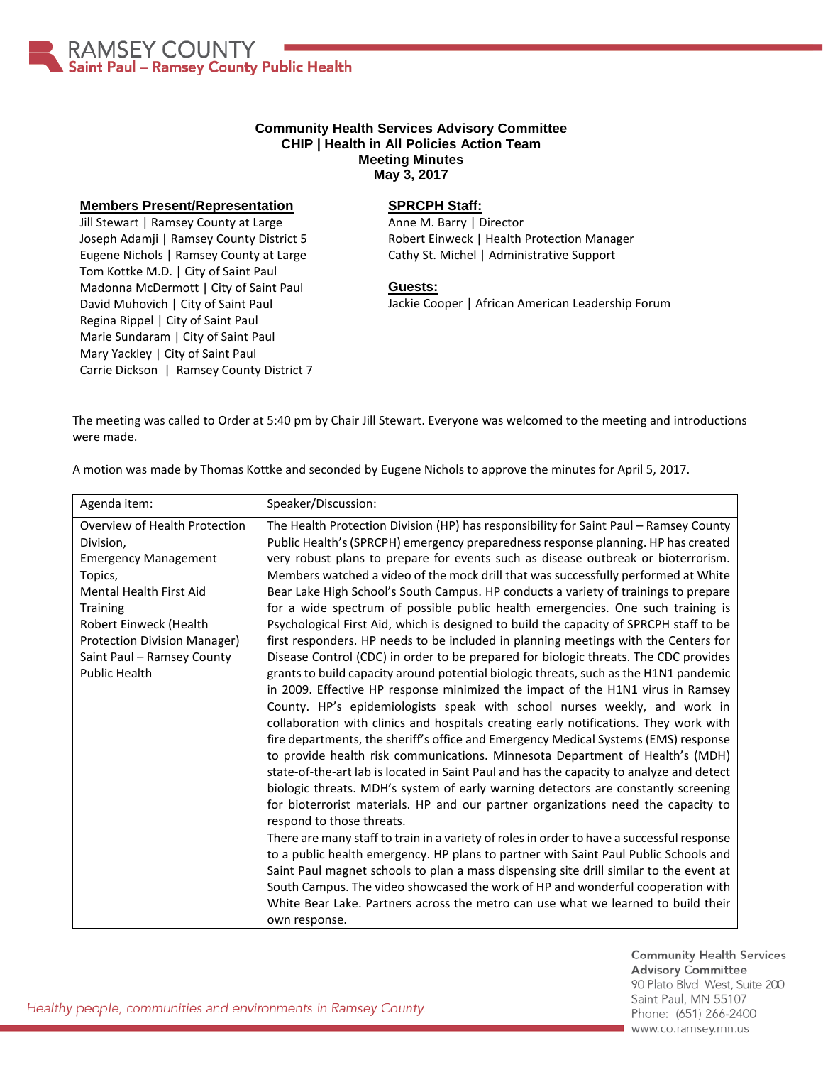# RAMSEY COUNTY
## Saint Paul – Ramsey County Public Health

**Community Health Services Advisory Committee**
**CHIP | Health in All Policies Action Team**
**Meeting Minutes**
**May 3, 2017**

**Members Present/Representation**

Jill Stewart | Ramsey County at Large
Joseph Adamji | Ramsey County District 5
Eugene Nichols | Ramsey County at Large
Tom Kottke M.D. | City of Saint Paul
Madonna McDermott | City of Saint Paul
David Muhovich | City of Saint Paul
Regina Rippel | City of Saint Paul
Marie Sundaram | City of Saint Paul
Mary Yackley | City of Saint Paul
Carrie Dickson | Ramsey County District 7

**SPRCPH Staff:**

Anne M. Barry | Director
Robert Einweck | Health Protection Manager
Cathy St. Michel | Administrative Support

**Guests:**

Jackie Cooper | African American Leadership Forum

The meeting was called to Order at 5:40 pm by Chair Jill Stewart. Everyone was welcomed to the meeting and introductions were made.

A motion was made by Thomas Kottke and seconded by Eugene Nichols to approve the minutes for April 5, 2017.

| Agenda item: | Speaker/Discussion: |
|---|---|
| Overview of Health Protection Division,<br>Emergency Management Topics,<br>Mental Health First Aid Training<br>Robert Einweck (Health Protection Division Manager) Saint Paul – Ramsey County Public Health | The Health Protection Division (HP) has responsibility for Saint Paul – Ramsey County Public Health's (SPRCPH) emergency preparedness response planning. HP has created very robust plans to prepare for events such as disease outbreak or bioterrorism. Members watched a video of the mock drill that was successfully performed at White Bear Lake High School's South Campus. HP conducts a variety of trainings to prepare for a wide spectrum of possible public health emergencies. One such training is Psychological First Aid, which is designed to build the capacity of SPRCPH staff to be first responders. HP needs to be included in planning meetings with the Centers for Disease Control (CDC) in order to be prepared for biologic threats. The CDC provides grants to build capacity around potential biologic threats, such as the H1N1 pandemic in 2009. Effective HP response minimized the impact of the H1N1 virus in Ramsey County. HP's epidemiologists speak with school nurses weekly, and work in collaboration with clinics and hospitals creating early notifications. They work with fire departments, the sheriff's office and Emergency Medical Systems (EMS) response to provide health risk communications. Minnesota Department of Health's (MDH) state-of-the-art lab is located in Saint Paul and has the capacity to analyze and detect biologic threats. MDH's system of early warning detectors are constantly screening for bioterrorist materials. HP and our partner organizations need the capacity to respond to those threats.<br>There are many staff to train in a variety of roles in order to have a successful response to a public health emergency. HP plans to partner with Saint Paul Public Schools and Saint Paul magnet schools to plan a mass dispensing site drill similar to the event at South Campus. The video showcased the work of HP and wonderful cooperation with White Bear Lake. Partners across the metro can use what we learned to build their own response. |

*Healthy people, communities and environments in Ramsey County.*

Community Health Services Advisory Committee
90 Plato Blvd. West, Suite 200
Saint Paul, MN 55107
Phone: (651) 266-2400
www.co.ramsey.mn.us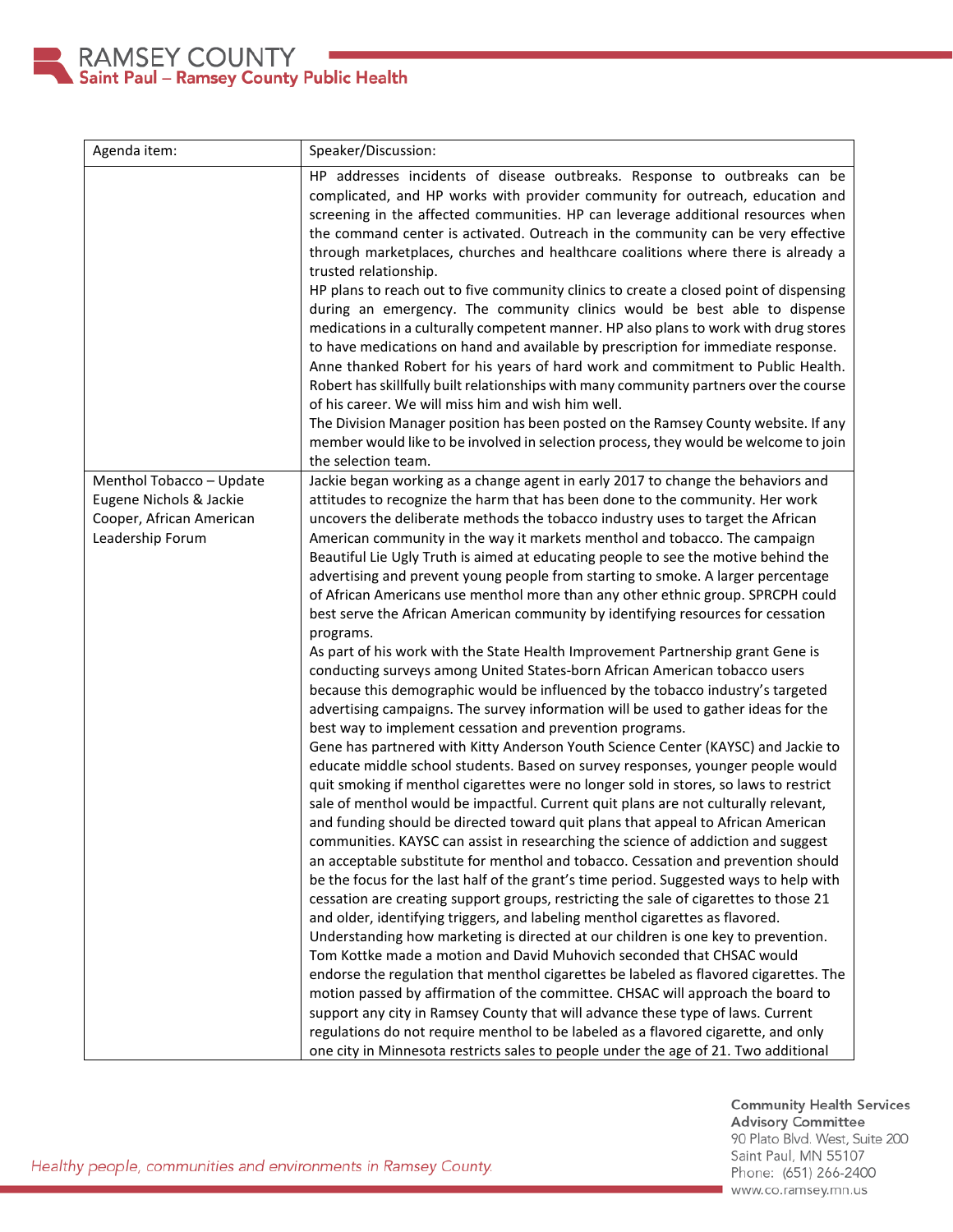| Agenda item: | Speaker/Discussion: |
|---|---|
| | HP addresses incidents of disease outbreaks. Response to outbreaks can be complicated, and HP works with provider community for outreach, education and screening in the affected communities. HP can leverage additional resources when the command center is activated. Outreach in the community can be very effective through marketplaces, churches and healthcare coalitions where there is already a trusted relationship.<br>HP plans to reach out to five community clinics to create a closed point of dispensing during an emergency. The community clinics would be best able to dispense medications in a culturally competent manner. HP also plans to work with drug stores to have medications on hand and available by prescription for immediate response.<br>Anne thanked Robert for his years of hard work and commitment to Public Health. Robert has skillfully built relationships with many community partners over the course of his career. We will miss him and wish him well.<br>The Division Manager position has been posted on the Ramsey County website. If any member would like to be involved in selection process, they would be welcome to join the selection team. |
| Menthol Tobacco – Update<br>Eugene Nichols & Jackie Cooper, African American Leadership Forum | Jackie began working as a change agent in early 2017 to change the behaviors and attitudes to recognize the harm that has been done to the community. Her work uncovers the deliberate methods the tobacco industry uses to target the African American community in the way it markets menthol and tobacco. The campaign Beautiful Lie Ugly Truth is aimed at educating people to see the motive behind the advertising and prevent young people from starting to smoke. A larger percentage of African Americans use menthol more than any other ethnic group. SPRCPH could best serve the African American community by identifying resources for cessation programs.<br>As part of his work with the State Health Improvement Partnership grant Gene is conducting surveys among United States-born African American tobacco users because this demographic would be influenced by the tobacco industry's targeted advertising campaigns. The survey information will be used to gather ideas for the best way to implement cessation and prevention programs.<br>Gene has partnered with Kitty Anderson Youth Science Center (KAYSC) and Jackie to educate middle school students. Based on survey responses, younger people would quit smoking if menthol cigarettes were no longer sold in stores, so laws to restrict sale of menthol would be impactful. Current quit plans are not culturally relevant, and funding should be directed toward quit plans that appeal to African American communities. KAYSC can assist in researching the science of addiction and suggest an acceptable substitute for menthol and tobacco. Cessation and prevention should be the focus for the last half of the grant's time period. Suggested ways to help with cessation are creating support groups, restricting the sale of cigarettes to those 21 and older, identifying triggers, and labeling menthol cigarettes as flavored.<br>Understanding how marketing is directed at our children is one key to prevention.<br>Tom Kottke made a motion and David Muhovich seconded that CHSAC would endorse the regulation that menthol cigarettes be labeled as flavored cigarettes. The motion passed by affirmation of the committee. CHSAC will approach the board to support any city in Ramsey County that will advance these type of laws. Current regulations do not require menthol to be labeled as a flavored cigarette, and only one city in Minnesota restricts sales to people under the age of 21. Two additional |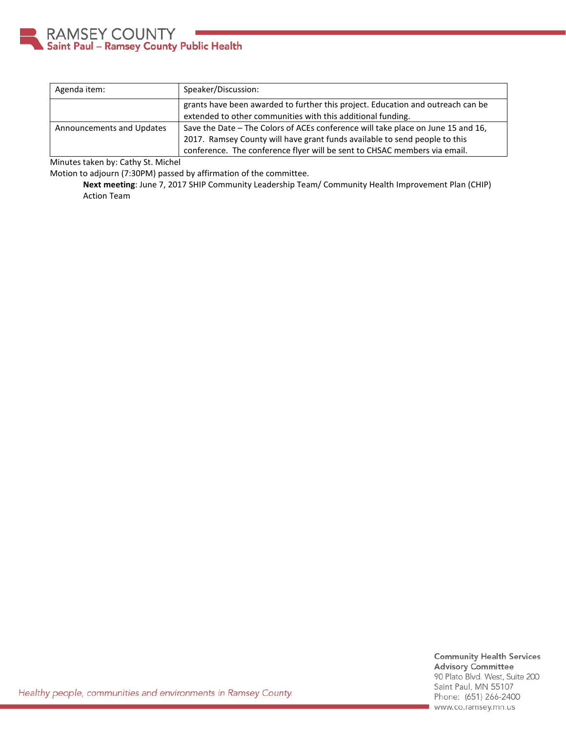| Agenda item: | Speaker/Discussion: |
|---|---|
| | grants have been awarded to further this project. Education and outreach can be extended to other communities with this additional funding. |
| Announcements and Updates | Save the Date – The Colors of ACEs conference will take place on June 15 and 16, 2017. Ramsey County will have grant funds available to send people to this conference. The conference flyer will be sent to CHSAC members via email. |

Minutes taken by: Cathy St. Michel

Motion to adjourn (7:30PM) passed by affirmation of the committee.

**Next meeting**: June 7, 2017 SHIP Community Leadership Team/ Community Health Improvement Plan (CHIP) Action Team